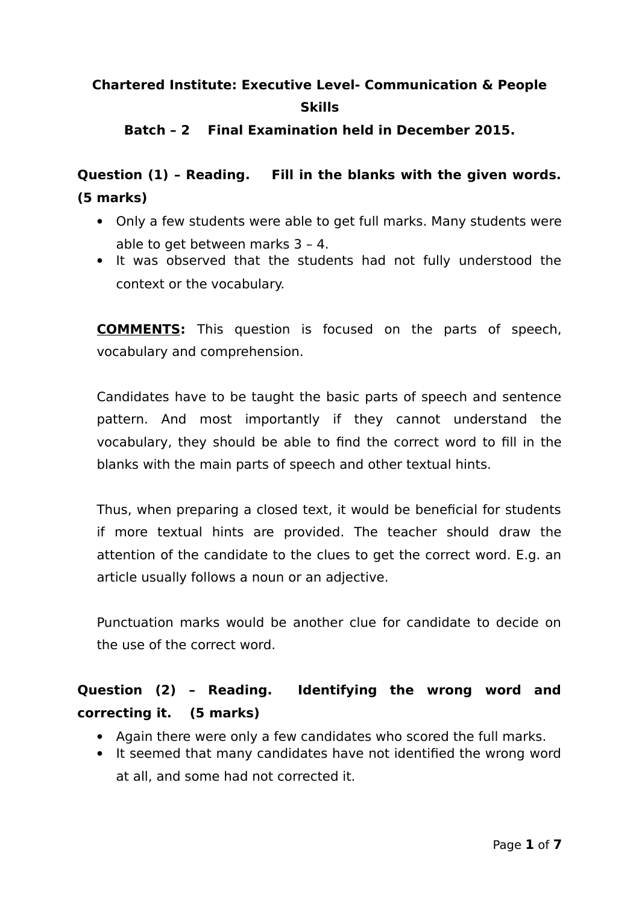**Chartered Institute: Executive Level- Communication & People Skills**

**Batch – 2 Final Examination held in December 2015.**

**Question (1) – Reading. Fill in the blanks with the given words. (5 marks)**

- Only a few students were able to get full marks. Many students were able to get between marks 3 – 4.
- It was observed that the students had not fully understood the context or the vocabulary.

**COMMENTS:** This question is focused on the parts of speech, vocabulary and comprehension.

Candidates have to be taught the basic parts of speech and sentence pattern. And most importantly if they cannot understand the vocabulary, they should be able to find the correct word to fill in the blanks with the main parts of speech and other textual hints.

Thus, when preparing a closed text, it would be beneficial for students if more textual hints are provided. The teacher should draw the attention of the candidate to the clues to get the correct word. E.g. an article usually follows a noun or an adjective.

Punctuation marks would be another clue for candidate to decide on the use of the correct word.

**Question (2) – Reading. Identifying the wrong word and correcting it. (5 marks)**

- Again there were only a few candidates who scored the full marks.
- It seemed that many candidates have not identified the wrong word at all, and some had not corrected it.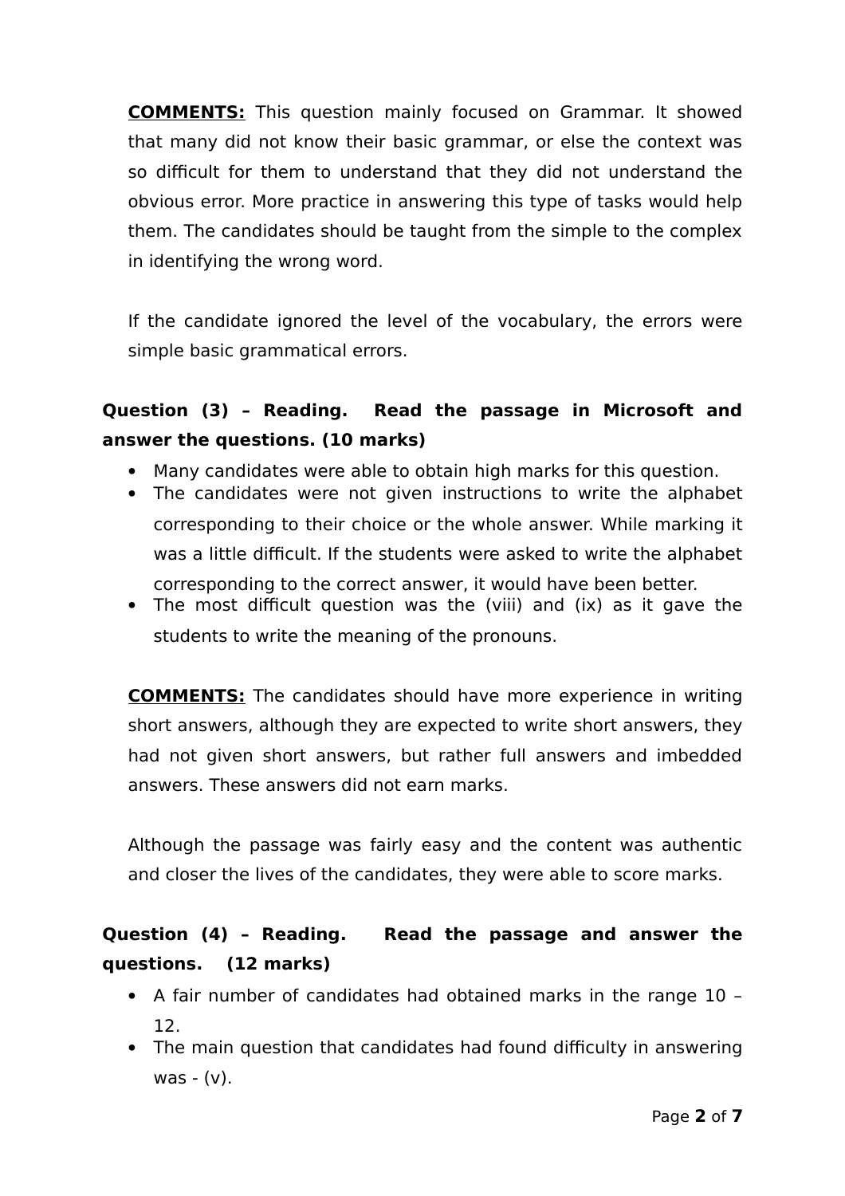**<u>COMMENTS:</u>** This question mainly focused on Grammar. It showed that many did not know their basic grammar, or else the context was so difficult for them to understand that they did not understand the obvious error. More practice in answering this type of tasks would help them. The candidates should be taught from the simple to the complex in identifying the wrong word.

If the candidate ignored the level of the vocabulary, the errors were simple basic grammatical errors.

**Question (3) – Reading. Read the passage in Microsoft and answer the questions. (10 marks)**

- Many candidates were able to obtain high marks for this question.
- The candidates were not given instructions to write the alphabet corresponding to their choice or the whole answer. While marking it was a little difficult. If the students were asked to write the alphabet corresponding to the correct answer, it would have been better.
- The most difficult question was the (viii) and (ix) as it gave the students to write the meaning of the pronouns.

**<u>COMMENTS:</u>** The candidates should have more experience in writing short answers, although they are expected to write short answers, they had not given short answers, but rather full answers and imbedded answers. These answers did not earn marks.

Although the passage was fairly easy and the content was authentic and closer the lives of the candidates, they were able to score marks.

**Question (4) – Reading. Read the passage and answer the questions. (12 marks)**

- A fair number of candidates had obtained marks in the range 10 – 12.
- The main question that candidates had found difficulty in answering was - (v).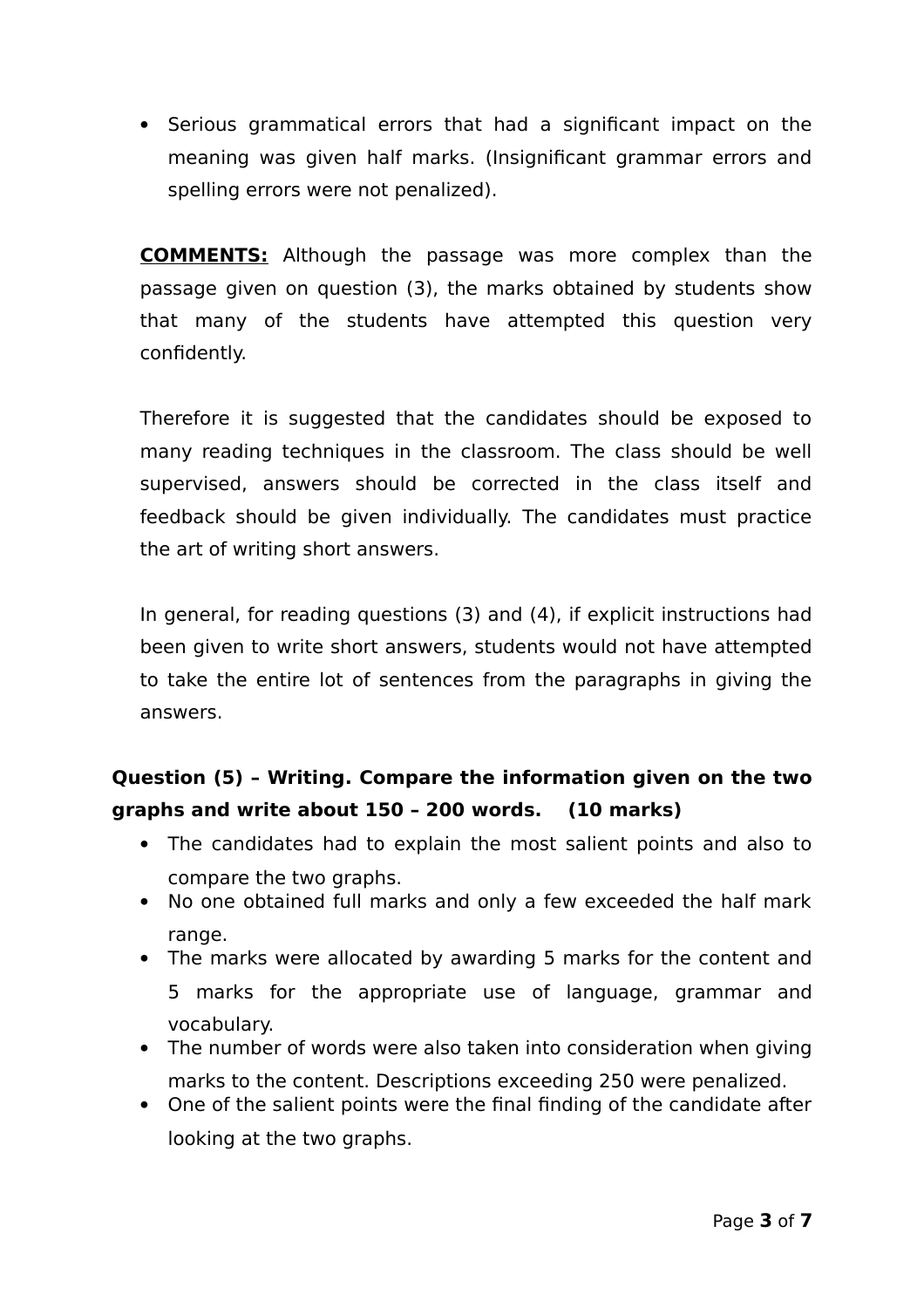- Serious grammatical errors that had a significant impact on the meaning was given half marks. (Insignificant grammar errors and spelling errors were not penalized).

**COMMENTS:** Although the passage was more complex than the passage given on question (3), the marks obtained by students show that many of the students have attempted this question very confidently.

Therefore it is suggested that the candidates should be exposed to many reading techniques in the classroom. The class should be well supervised, answers should be corrected in the class itself and feedback should be given individually. The candidates must practice the art of writing short answers.

In general, for reading questions (3) and (4), if explicit instructions had been given to write short answers, students would not have attempted to take the entire lot of sentences from the paragraphs in giving the answers.

**Question (5) – Writing. Compare the information given on the two graphs and write about 150 – 200 words. (10 marks)**

- The candidates had to explain the most salient points and also to compare the two graphs.
- No one obtained full marks and only a few exceeded the half mark range.
- The marks were allocated by awarding 5 marks for the content and 5 marks for the appropriate use of language, grammar and vocabulary.
- The number of words were also taken into consideration when giving marks to the content. Descriptions exceeding 250 were penalized.
- One of the salient points were the final finding of the candidate after looking at the two graphs.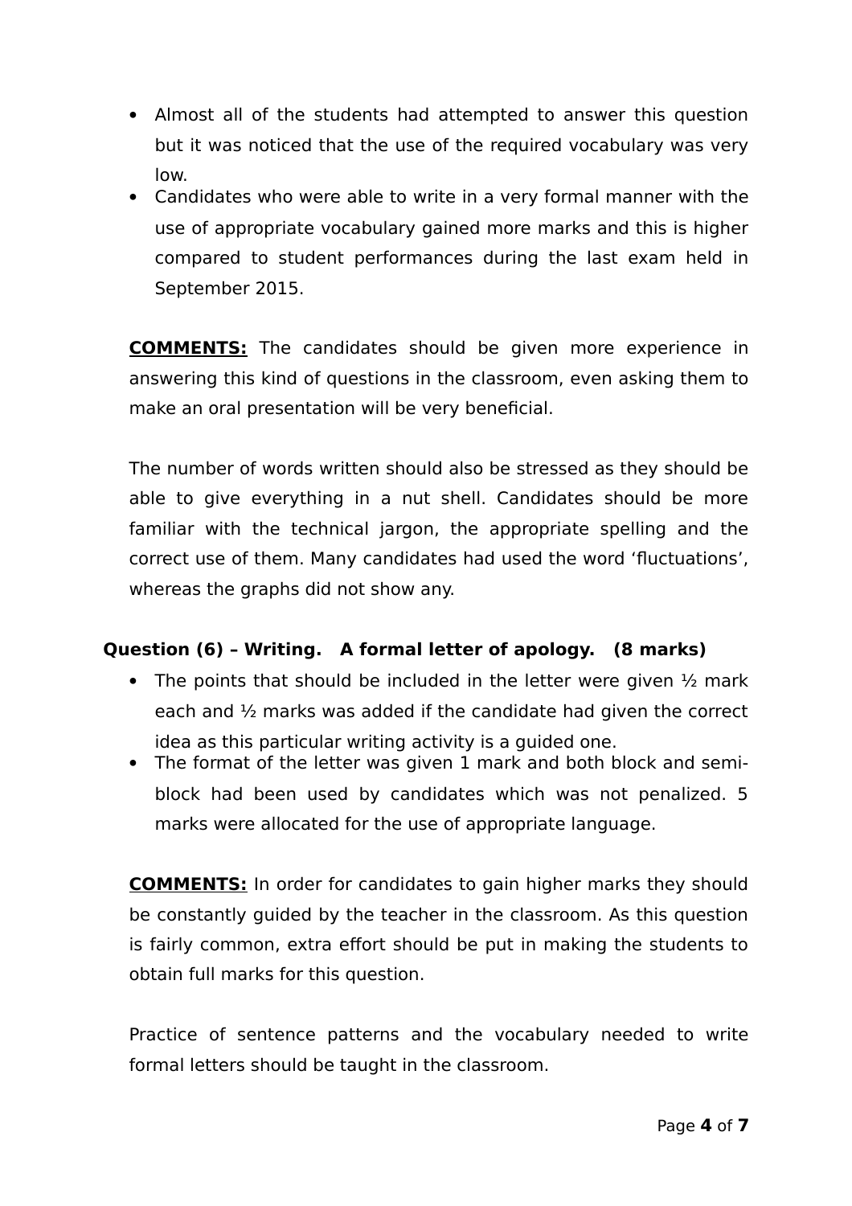- Almost all of the students had attempted to answer this question but it was noticed that the use of the required vocabulary was very low.
- Candidates who were able to write in a very formal manner with the use of appropriate vocabulary gained more marks and this is higher compared to student performances during the last exam held in September 2015.

**COMMENTS:** The candidates should be given more experience in answering this kind of questions in the classroom, even asking them to make an oral presentation will be very beneficial.

The number of words written should also be stressed as they should be able to give everything in a nut shell. Candidates should be more familiar with the technical jargon, the appropriate spelling and the correct use of them. Many candidates had used the word 'fluctuations', whereas the graphs did not show any.

**Question (6) – Writing. A formal letter of apology. (8 marks)**

- The points that should be included in the letter were given ½ mark each and ½ marks was added if the candidate had given the correct idea as this particular writing activity is a guided one.
- The format of the letter was given 1 mark and both block and semi-block had been used by candidates which was not penalized. 5 marks were allocated for the use of appropriate language.

**COMMENTS:** In order for candidates to gain higher marks they should be constantly guided by the teacher in the classroom. As this question is fairly common, extra effort should be put in making the students to obtain full marks for this question.

Practice of sentence patterns and the vocabulary needed to write formal letters should be taught in the classroom.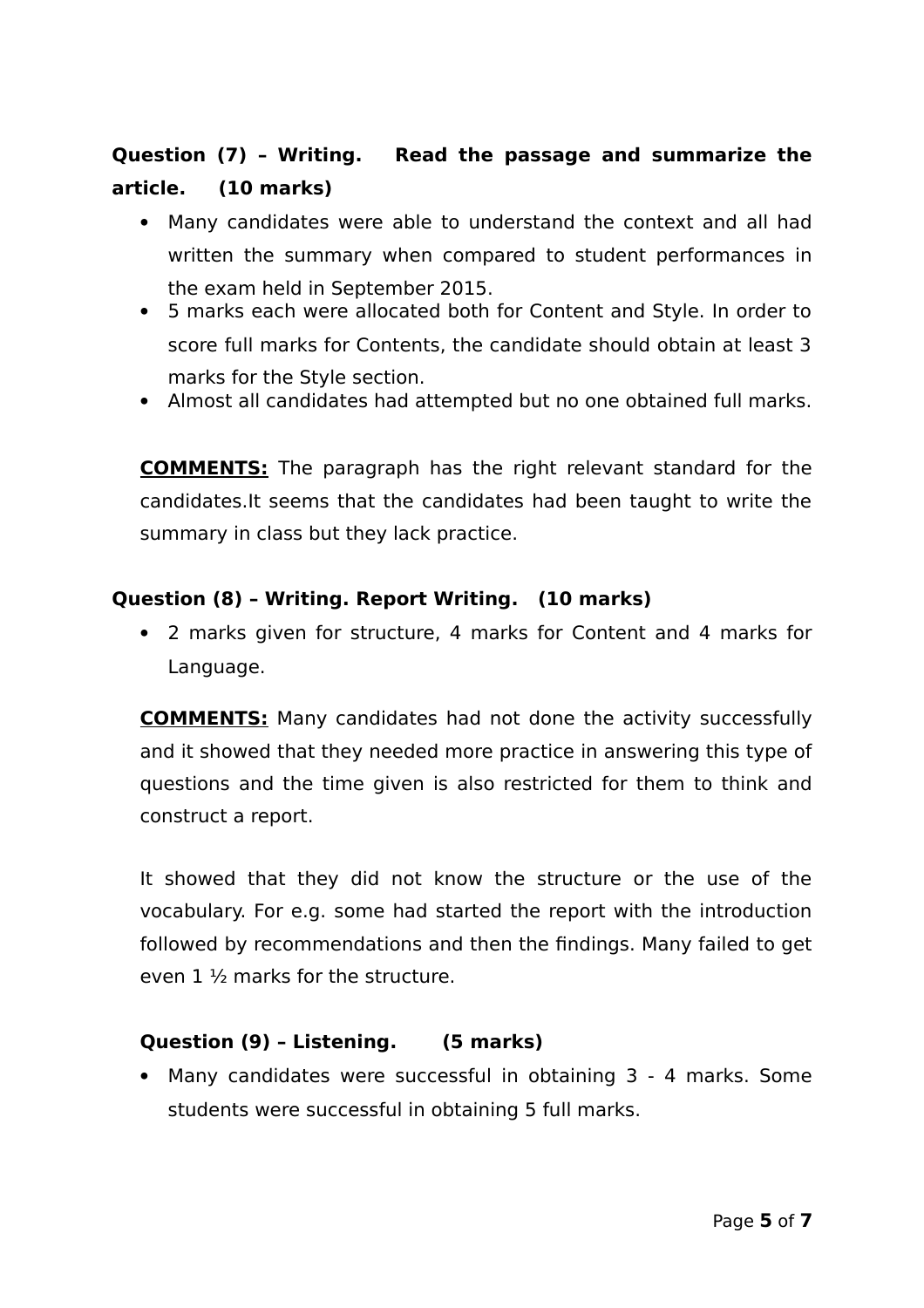**Question (7) – Writing. Read the passage and summarize the article. (10 marks)**

- Many candidates were able to understand the context and all had written the summary when compared to student performances in the exam held in September 2015.
- 5 marks each were allocated both for Content and Style. In order to score full marks for Contents, the candidate should obtain at least 3 marks for the Style section.
- Almost all candidates had attempted but no one obtained full marks.

**COMMENTS:** The paragraph has the right relevant standard for the candidates.It seems that the candidates had been taught to write the summary in class but they lack practice.

**Question (8) – Writing. Report Writing. (10 marks)**

- 2 marks given for structure, 4 marks for Content and 4 marks for Language.

**COMMENTS:** Many candidates had not done the activity successfully and it showed that they needed more practice in answering this type of questions and the time given is also restricted for them to think and construct a report.

It showed that they did not know the structure or the use of the vocabulary. For e.g. some had started the report with the introduction followed by recommendations and then the findings. Many failed to get even 1 ½ marks for the structure.

**Question (9) – Listening. (5 marks)**

- Many candidates were successful in obtaining 3 - 4 marks. Some students were successful in obtaining 5 full marks.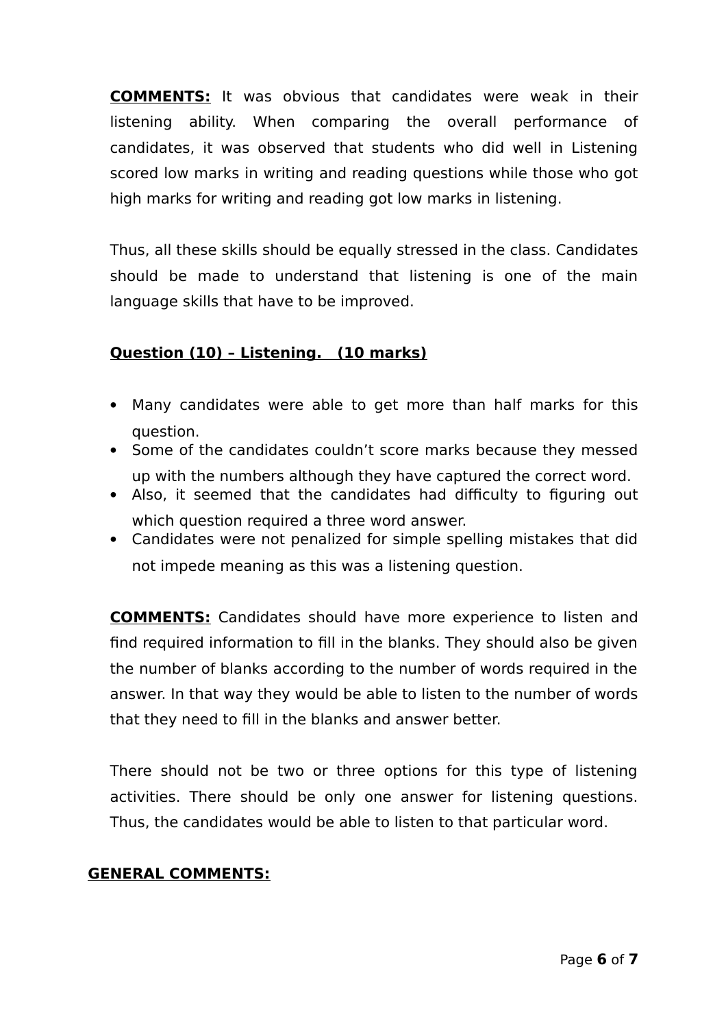**COMMENTS:** It was obvious that candidates were weak in their listening ability. When comparing the overall performance of candidates, it was observed that students who did well in Listening scored low marks in writing and reading questions while those who got high marks for writing and reading got low marks in listening.

Thus, all these skills should be equally stressed in the class. Candidates should be made to understand that listening is one of the main language skills that have to be improved.

**Question (10) – Listening. (10 marks)**

- Many candidates were able to get more than half marks for this question.
- Some of the candidates couldn't score marks because they messed up with the numbers although they have captured the correct word.
- Also, it seemed that the candidates had difficulty to figuring out which question required a three word answer.
- Candidates were not penalized for simple spelling mistakes that did not impede meaning as this was a listening question.

**COMMENTS:** Candidates should have more experience to listen and find required information to fill in the blanks. They should also be given the number of blanks according to the number of words required in the answer. In that way they would be able to listen to the number of words that they need to fill in the blanks and answer better.

There should not be two or three options for this type of listening activities. There should be only one answer for listening questions. Thus, the candidates would be able to listen to that particular word.

**GENERAL COMMENTS:**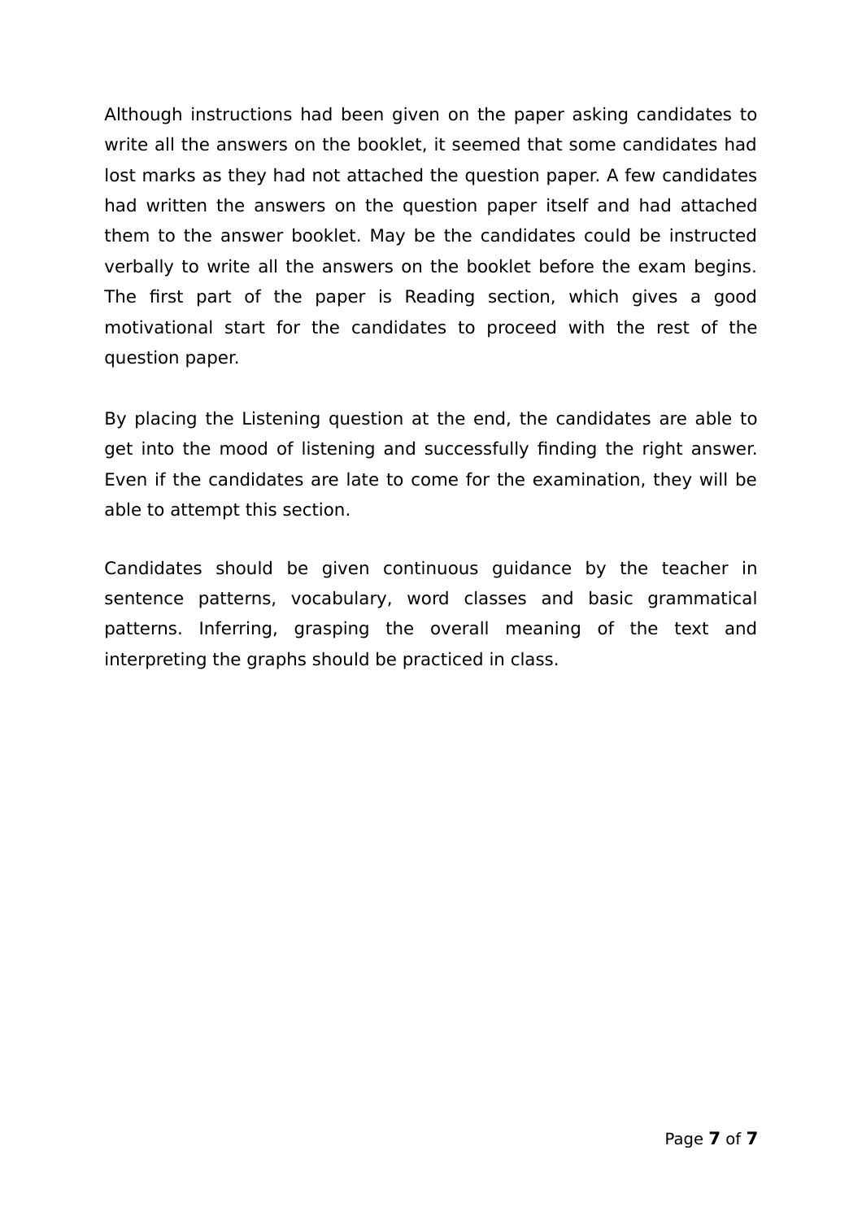Although instructions had been given on the paper asking candidates to write all the answers on the booklet, it seemed that some candidates had lost marks as they had not attached the question paper. A few candidates had written the answers on the question paper itself and had attached them to the answer booklet. May be the candidates could be instructed verbally to write all the answers on the booklet before the exam begins. The first part of the paper is Reading section, which gives a good motivational start for the candidates to proceed with the rest of the question paper.

By placing the Listening question at the end, the candidates are able to get into the mood of listening and successfully finding the right answer. Even if the candidates are late to come for the examination, they will be able to attempt this section.

Candidates should be given continuous guidance by the teacher in sentence patterns, vocabulary, word classes and basic grammatical patterns. Inferring, grasping the overall meaning of the text and interpreting the graphs should be practiced in class.